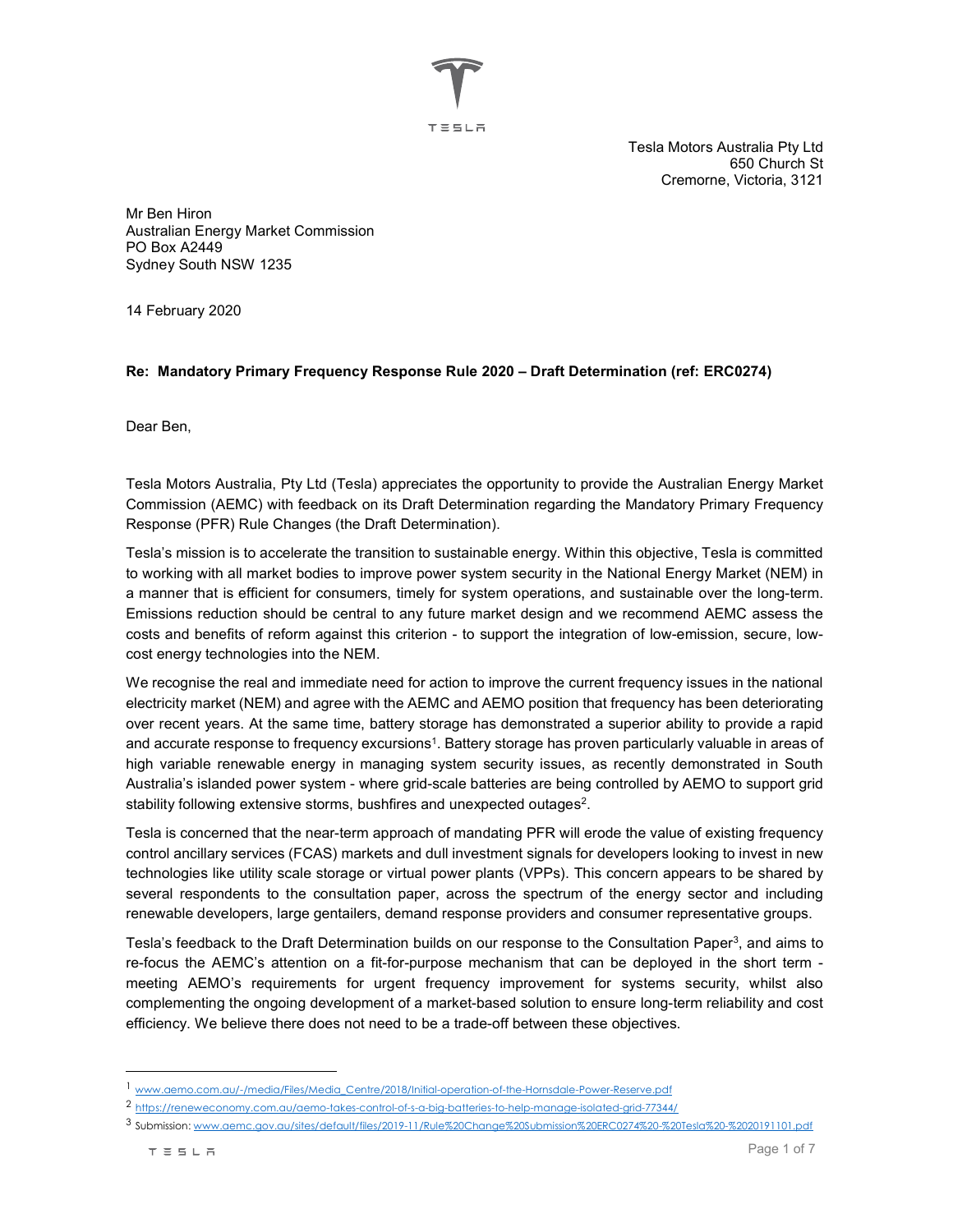Tesla Motors Australia Pty Ltd
650 Church St
Cremorne, Victoria, 3121

Mr Ben Hiron
Australian Energy Market Commission
PO Box A2449
Sydney South NSW 1235

14 February 2020

**Re: Mandatory Primary Frequency Response Rule 2020 – Draft Determination (ref: ERC0274)**

Dear Ben,

Tesla Motors Australia, Pty Ltd (Tesla) appreciates the opportunity to provide the Australian Energy Market Commission (AEMC) with feedback on its Draft Determination regarding the Mandatory Primary Frequency Response (PFR) Rule Changes (the Draft Determination).

Tesla's mission is to accelerate the transition to sustainable energy. Within this objective, Tesla is committed to working with all market bodies to improve power system security in the National Energy Market (NEM) in a manner that is efficient for consumers, timely for system operations, and sustainable over the long-term. Emissions reduction should be central to any future market design and we recommend AEMC assess the costs and benefits of reform against this criterion - to support the integration of low-emission, secure, low-cost energy technologies into the NEM.

We recognise the real and immediate need for action to improve the current frequency issues in the national electricity market (NEM) and agree with the AEMC and AEMO position that frequency has been deteriorating over recent years. At the same time, battery storage has demonstrated a superior ability to provide a rapid and accurate response to frequency excursions[1]. Battery storage has proven particularly valuable in areas of high variable renewable energy in managing system security issues, as recently demonstrated in South Australia's islanded power system - where grid-scale batteries are being controlled by AEMO to support grid stability following extensive storms, bushfires and unexpected outages[2].

Tesla is concerned that the near-term approach of mandating PFR will erode the value of existing frequency control ancillary services (FCAS) markets and dull investment signals for developers looking to invest in new technologies like utility scale storage or virtual power plants (VPPs). This concern appears to be shared by several respondents to the consultation paper, across the spectrum of the energy sector and including renewable developers, large gentailers, demand response providers and consumer representative groups.

Tesla's feedback to the Draft Determination builds on our response to the Consultation Paper[3], and aims to re-focus the AEMC's attention on a fit-for-purpose mechanism that can be deployed in the short term - meeting AEMO's requirements for urgent frequency improvement for systems security, whilst also complementing the ongoing development of a market-based solution to ensure long-term reliability and cost efficiency. We believe there does not need to be a trade-off between these objectives.

---

[1] www.aemo.com.au/-/media/Files/Media_Centre/2018/Initial-operation-of-the-Hornsdale-Power-Reserve.pdf

[2] https://reneweconomy.com.au/aemo-takes-control-of-s-a-big-batteries-to-help-manage-isolated-grid-77344/

[3] Submission: www.aemc.gov.au/sites/default/files/2019-11/Rule%20Change%20Submission%20ERC0274%20-%20Tesla%20-%2020191101.pdf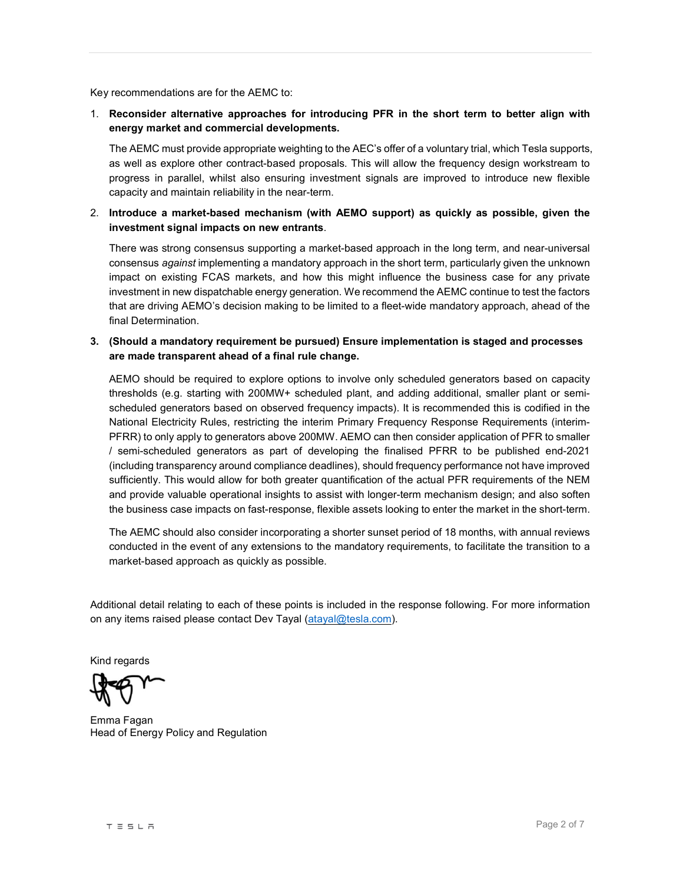Key recommendations are for the AEMC to:

1. **Reconsider alternative approaches for introducing PFR in the short term to better align with energy market and commercial developments.**

   The AEMC must provide appropriate weighting to the AEC's offer of a voluntary trial, which Tesla supports, as well as explore other contract-based proposals. This will allow the frequency design workstream to progress in parallel, whilst also ensuring investment signals are improved to introduce new flexible capacity and maintain reliability in the near-term.

2. **Introduce a market-based mechanism (with AEMO support) as quickly as possible, given the investment signal impacts on new entrants**.

   There was strong consensus supporting a market-based approach in the long term, and near-universal consensus *against* implementing a mandatory approach in the short term, particularly given the unknown impact on existing FCAS markets, and how this might influence the business case for any private investment in new dispatchable energy generation. We recommend the AEMC continue to test the factors that are driving AEMO's decision making to be limited to a fleet-wide mandatory approach, ahead of the final Determination.

3. **(Should a mandatory requirement be pursued) Ensure implementation is staged and processes are made transparent ahead of a final rule change.**

   AEMO should be required to explore options to involve only scheduled generators based on capacity thresholds (e.g. starting with 200MW+ scheduled plant, and adding additional, smaller plant or semi-scheduled generators based on observed frequency impacts). It is recommended this is codified in the National Electricity Rules, restricting the interim Primary Frequency Response Requirements (interim-PFRR) to only apply to generators above 200MW. AEMO can then consider application of PFR to smaller / semi-scheduled generators as part of developing the finalised PFRR to be published end-2021 (including transparency around compliance deadlines), should frequency performance not have improved sufficiently. This would allow for both greater quantification of the actual PFR requirements of the NEM and provide valuable operational insights to assist with longer-term mechanism design; and also soften the business case impacts on fast-response, flexible assets looking to enter the market in the short-term.

   The AEMC should also consider incorporating a shorter sunset period of 18 months, with annual reviews conducted in the event of any extensions to the mandatory requirements, to facilitate the transition to a market-based approach as quickly as possible.

Additional detail relating to each of these points is included in the response following. For more information on any items raised please contact Dev Tayal (atayal@tesla.com).

Kind regards

Emma Fagan
Head of Energy Policy and Regulation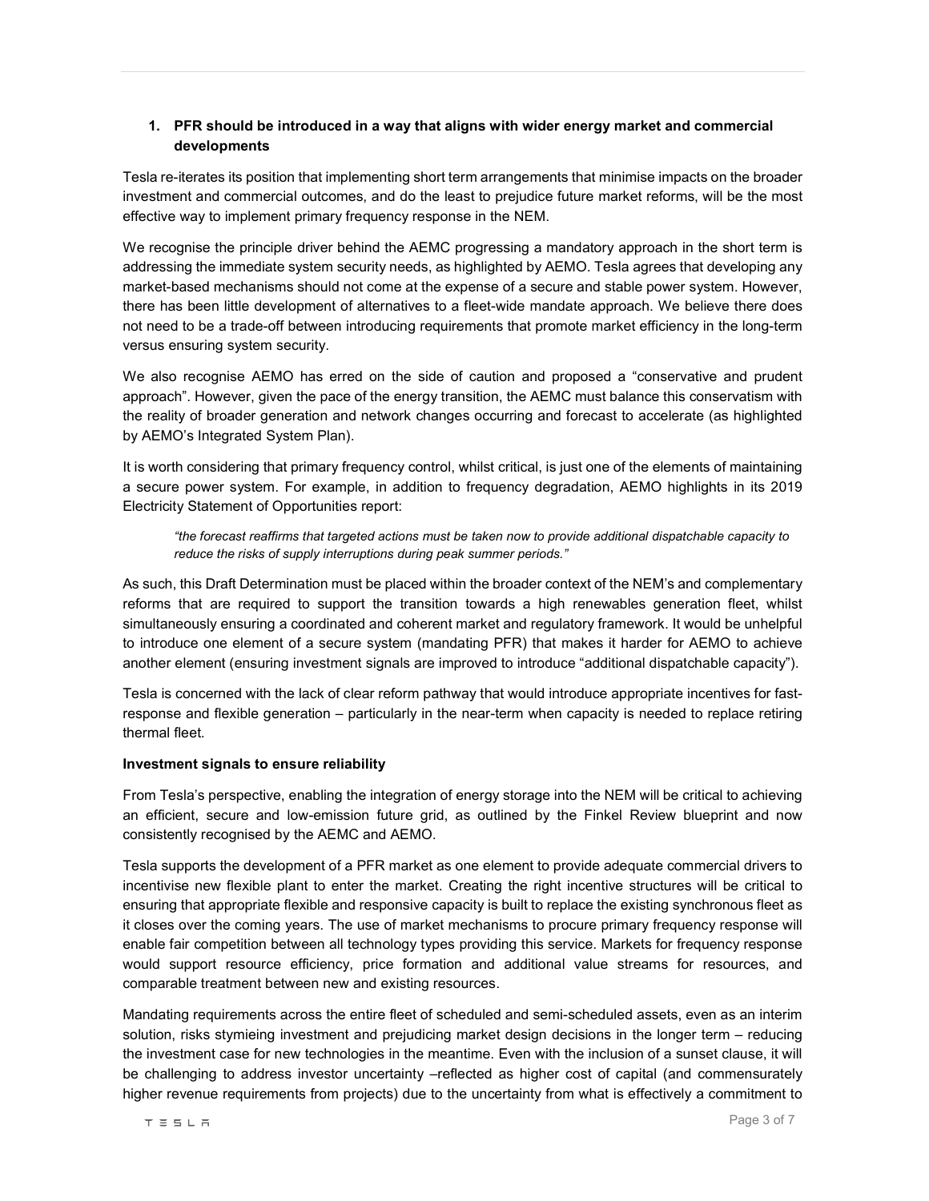1. **PFR should be introduced in a way that aligns with wider energy market and commercial developments**

Tesla re-iterates its position that implementing short term arrangements that minimise impacts on the broader investment and commercial outcomes, and do the least to prejudice future market reforms, will be the most effective way to implement primary frequency response in the NEM.

We recognise the principle driver behind the AEMC progressing a mandatory approach in the short term is addressing the immediate system security needs, as highlighted by AEMO. Tesla agrees that developing any market-based mechanisms should not come at the expense of a secure and stable power system. However, there has been little development of alternatives to a fleet-wide mandate approach. We believe there does not need to be a trade-off between introducing requirements that promote market efficiency in the long-term versus ensuring system security.

We also recognise AEMO has erred on the side of caution and proposed a "conservative and prudent approach". However, given the pace of the energy transition, the AEMC must balance this conservatism with the reality of broader generation and network changes occurring and forecast to accelerate (as highlighted by AEMO's Integrated System Plan).

It is worth considering that primary frequency control, whilst critical, is just one of the elements of maintaining a secure power system. For example, in addition to frequency degradation, AEMO highlights in its 2019 Electricity Statement of Opportunities report:

> *"the forecast reaffirms that targeted actions must be taken now to provide additional dispatchable capacity to reduce the risks of supply interruptions during peak summer periods."*

As such, this Draft Determination must be placed within the broader context of the NEM's and complementary reforms that are required to support the transition towards a high renewables generation fleet, whilst simultaneously ensuring a coordinated and coherent market and regulatory framework. It would be unhelpful to introduce one element of a secure system (mandating PFR) that makes it harder for AEMO to achieve another element (ensuring investment signals are improved to introduce "additional dispatchable capacity").

Tesla is concerned with the lack of clear reform pathway that would introduce appropriate incentives for fast-response and flexible generation – particularly in the near-term when capacity is needed to replace retiring thermal fleet.

**Investment signals to ensure reliability**

From Tesla's perspective, enabling the integration of energy storage into the NEM will be critical to achieving an efficient, secure and low-emission future grid, as outlined by the Finkel Review blueprint and now consistently recognised by the AEMC and AEMO.

Tesla supports the development of a PFR market as one element to provide adequate commercial drivers to incentivise new flexible plant to enter the market. Creating the right incentive structures will be critical to ensuring that appropriate flexible and responsive capacity is built to replace the existing synchronous fleet as it closes over the coming years. The use of market mechanisms to procure primary frequency response will enable fair competition between all technology types providing this service. Markets for frequency response would support resource efficiency, price formation and additional value streams for resources, and comparable treatment between new and existing resources.

Mandating requirements across the entire fleet of scheduled and semi-scheduled assets, even as an interim solution, risks stymieing investment and prejudicing market design decisions in the longer term – reducing the investment case for new technologies in the meantime. Even with the inclusion of a sunset clause, it will be challenging to address investor uncertainty –reflected as higher cost of capital (and commensurately higher revenue requirements from projects) due to the uncertainty from what is effectively a commitment to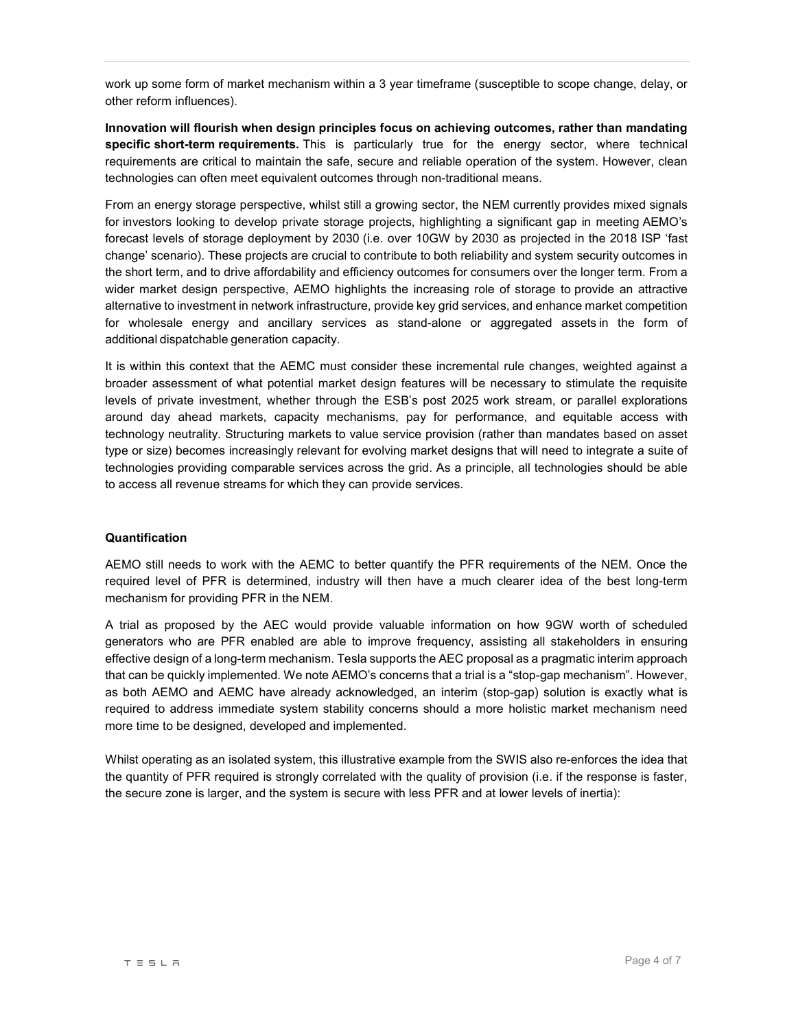work up some form of market mechanism within a 3 year timeframe (susceptible to scope change, delay, or other reform influences).

**Innovation will flourish when design principles focus on achieving outcomes, rather than mandating specific short-term requirements.** This is particularly true for the energy sector, where technical requirements are critical to maintain the safe, secure and reliable operation of the system. However, clean technologies can often meet equivalent outcomes through non-traditional means.

From an energy storage perspective, whilst still a growing sector, the NEM currently provides mixed signals for investors looking to develop private storage projects, highlighting a significant gap in meeting AEMO's forecast levels of storage deployment by 2030 (i.e. over 10GW by 2030 as projected in the 2018 ISP 'fast change' scenario). These projects are crucial to contribute to both reliability and system security outcomes in the short term, and to drive affordability and efficiency outcomes for consumers over the longer term. From a wider market design perspective, AEMO highlights the increasing role of storage to provide an attractive alternative to investment in network infrastructure, provide key grid services, and enhance market competition for wholesale energy and ancillary services as stand-alone or aggregated assets in the form of additional dispatchable generation capacity.

It is within this context that the AEMC must consider these incremental rule changes, weighted against a broader assessment of what potential market design features will be necessary to stimulate the requisite levels of private investment, whether through the ESB's post 2025 work stream, or parallel explorations around day ahead markets, capacity mechanisms, pay for performance, and equitable access with technology neutrality. Structuring markets to value service provision (rather than mandates based on asset type or size) becomes increasingly relevant for evolving market designs that will need to integrate a suite of technologies providing comparable services across the grid. As a principle, all technologies should be able to access all revenue streams for which they can provide services.

**Quantification**

AEMO still needs to work with the AEMC to better quantify the PFR requirements of the NEM. Once the required level of PFR is determined, industry will then have a much clearer idea of the best long-term mechanism for providing PFR in the NEM.

A trial as proposed by the AEC would provide valuable information on how 9GW worth of scheduled generators who are PFR enabled are able to improve frequency, assisting all stakeholders in ensuring effective design of a long-term mechanism. Tesla supports the AEC proposal as a pragmatic interim approach that can be quickly implemented. We note AEMO's concerns that a trial is a "stop-gap mechanism". However, as both AEMO and AEMC have already acknowledged, an interim (stop-gap) solution is exactly what is required to address immediate system stability concerns should a more holistic market mechanism need more time to be designed, developed and implemented.

Whilst operating as an isolated system, this illustrative example from the SWIS also re-enforces the idea that the quantity of PFR required is strongly correlated with the quality of provision (i.e. if the response is faster, the secure zone is larger, and the system is secure with less PFR and at lower levels of inertia):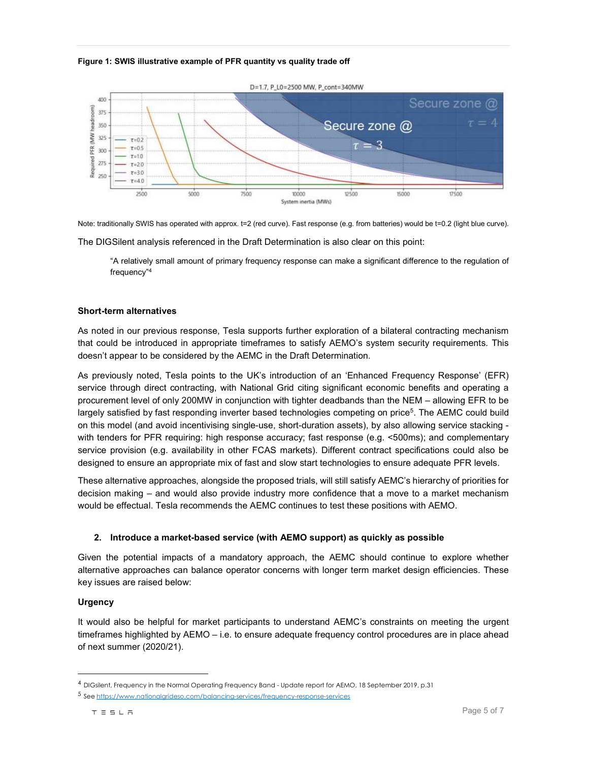**Figure 1: SWIS illustrative example of PFR quantity vs quality trade off**

Note: traditionally SWIS has operated with approx. t=2 (red curve). Fast response (e.g. from batteries) would be t=0.2 (light blue curve).

The DIGSilent analysis referenced in the Draft Determination is also clear on this point:

> "A relatively small amount of primary frequency response can make a significant difference to the regulation of frequency"[4]

**Short-term alternatives**

As noted in our previous response, Tesla supports further exploration of a bilateral contracting mechanism that could be introduced in appropriate timeframes to satisfy AEMO's system security requirements. This doesn't appear to be considered by the AEMC in the Draft Determination.

As previously noted, Tesla points to the UK's introduction of an 'Enhanced Frequency Response' (EFR) service through direct contracting, with National Grid citing significant economic benefits and operating a procurement level of only 200MW in conjunction with tighter deadbands than the NEM – allowing EFR to be largely satisfied by fast responding inverter based technologies competing on price[5]. The AEMC could build on this model (and avoid incentivising single-use, short-duration assets), by also allowing service stacking - with tenders for PFR requiring: high response accuracy; fast response (e.g. <500ms); and complementary service provision (e.g. availability in other FCAS markets). Different contract specifications could also be designed to ensure an appropriate mix of fast and slow start technologies to ensure adequate PFR levels.

These alternative approaches, alongside the proposed trials, will still satisfy AEMC's hierarchy of priorities for decision making – and would also provide industry more confidence that a move to a market mechanism would be effectual. Tesla recommends the AEMC continues to test these positions with AEMO.

## 2. Introduce a market-based service (with AEMO support) as quickly as possible

Given the potential impacts of a mandatory approach, the AEMC should continue to explore whether alternative approaches can balance operator concerns with longer term market design efficiencies. These key issues are raised below:

**Urgency**

It would also be helpful for market participants to understand AEMC's constraints on meeting the urgent timeframes highlighted by AEMO – i.e. to ensure adequate frequency control procedures are in place ahead of next summer (2020/21).

---

[4] DIGsilent, Frequency in the Normal Operating Frequency Band - Update report for AEMO, 18 September 2019, p.31

[5] See https://www.nationalgrideso.com/balancing-services/frequency-response-services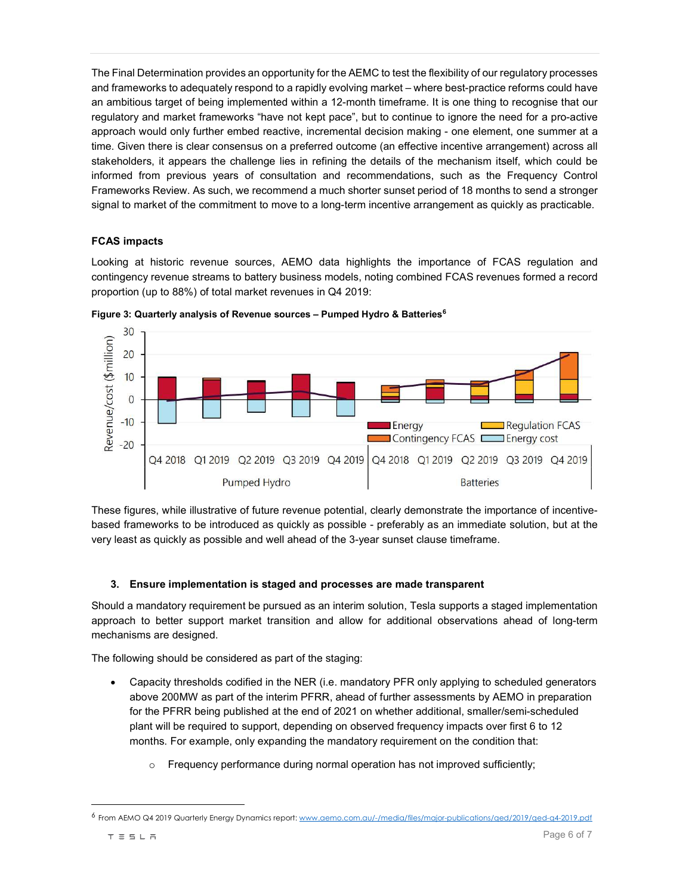The Final Determination provides an opportunity for the AEMC to test the flexibility of our regulatory processes and frameworks to adequately respond to a rapidly evolving market – where best-practice reforms could have an ambitious target of being implemented within a 12-month timeframe. It is one thing to recognise that our regulatory and market frameworks "have not kept pace", but to continue to ignore the need for a pro-active approach would only further embed reactive, incremental decision making - one element, one summer at a time. Given there is clear consensus on a preferred outcome (an effective incentive arrangement) across all stakeholders, it appears the challenge lies in refining the details of the mechanism itself, which could be informed from previous years of consultation and recommendations, such as the Frequency Control Frameworks Review. As such, we recommend a much shorter sunset period of 18 months to send a stronger signal to market of the commitment to move to a long-term incentive arrangement as quickly as practicable.

**FCAS impacts**

Looking at historic revenue sources, AEMO data highlights the importance of FCAS regulation and contingency revenue streams to battery business models, noting combined FCAS revenues formed a record proportion (up to 88%) of total market revenues in Q4 2019:

**Figure 3: Quarterly analysis of Revenue sources – Pumped Hydro & Batteries**[6]

These figures, while illustrative of future revenue potential, clearly demonstrate the importance of incentive-based frameworks to be introduced as quickly as possible - preferably as an immediate solution, but at the very least as quickly as possible and well ahead of the 3-year sunset clause timeframe.

### 3. Ensure implementation is staged and processes are made transparent

Should a mandatory requirement be pursued as an interim solution, Tesla supports a staged implementation approach to better support market transition and allow for additional observations ahead of long-term mechanisms are designed.

The following should be considered as part of the staging:

- Capacity thresholds codified in the NER (i.e. mandatory PFR only applying to scheduled generators above 200MW as part of the interim PFRR, ahead of further assessments by AEMO in preparation for the PFRR being published at the end of 2021 on whether additional, smaller/semi-scheduled plant will be required to support, depending on observed frequency impacts over first 6 to 12 months. For example, only expanding the mandatory requirement on the condition that:
  - Frequency performance during normal operation has not improved sufficiently;

[6] From AEMO Q4 2019 Quarterly Energy Dynamics report: www.aemo.com.au/-/media/files/major-publications/qed/2019/qed-q4-2019.pdf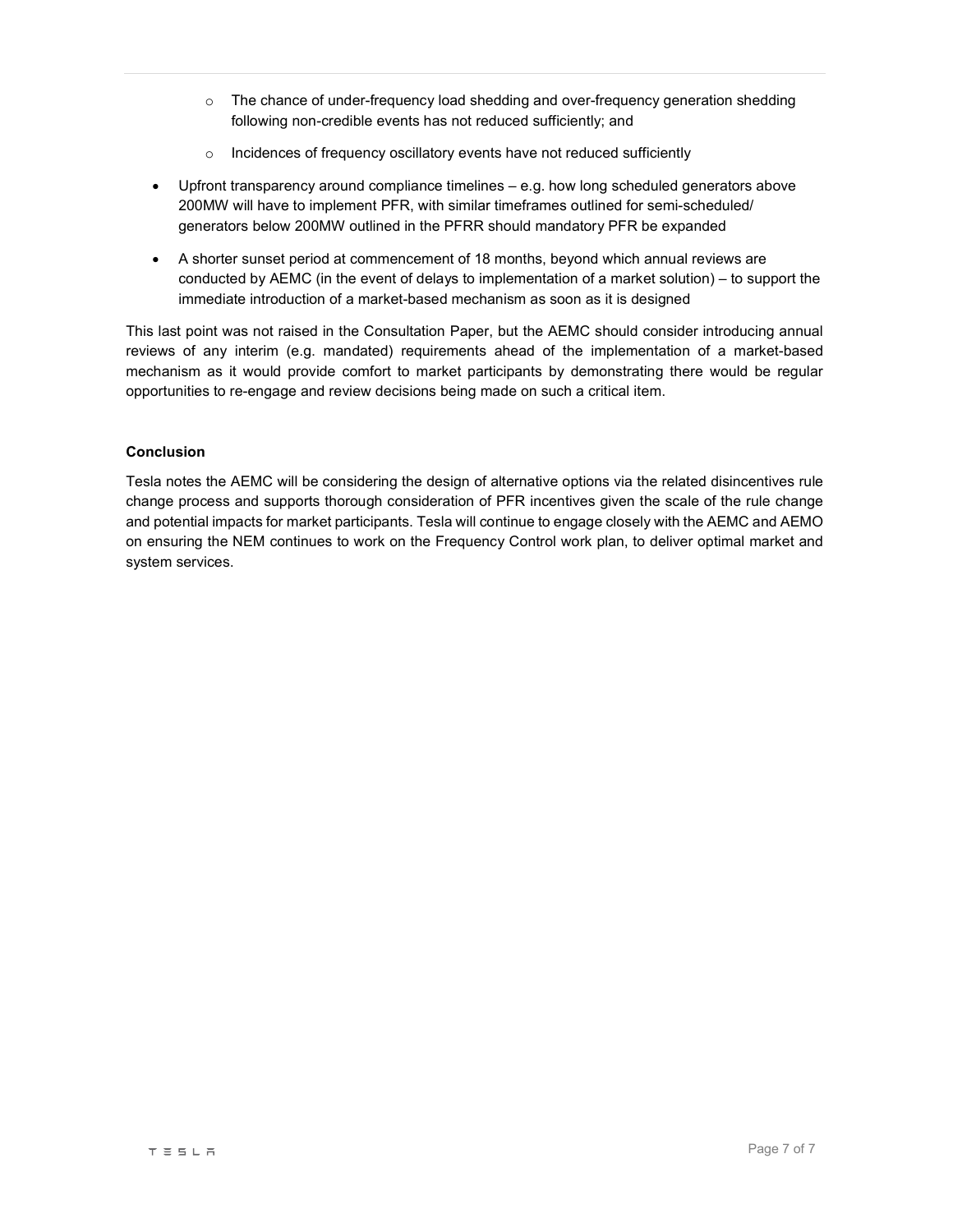- The chance of under-frequency load shedding and over-frequency generation shedding following non-credible events has not reduced sufficiently; and
  - Incidences of frequency oscillatory events have not reduced sufficiently
- Upfront transparency around compliance timelines – e.g. how long scheduled generators above 200MW will have to implement PFR, with similar timeframes outlined for semi-scheduled/ generators below 200MW outlined in the PFRR should mandatory PFR be expanded
- A shorter sunset period at commencement of 18 months, beyond which annual reviews are conducted by AEMC (in the event of delays to implementation of a market solution) – to support the immediate introduction of a market-based mechanism as soon as it is designed

This last point was not raised in the Consultation Paper, but the AEMC should consider introducing annual reviews of any interim (e.g. mandated) requirements ahead of the implementation of a market-based mechanism as it would provide comfort to market participants by demonstrating there would be regular opportunities to re-engage and review decisions being made on such a critical item.

**Conclusion**

Tesla notes the AEMC will be considering the design of alternative options via the related disincentives rule change process and supports thorough consideration of PFR incentives given the scale of the rule change and potential impacts for market participants. Tesla will continue to engage closely with the AEMC and AEMO on ensuring the NEM continues to work on the Frequency Control work plan, to deliver optimal market and system services.